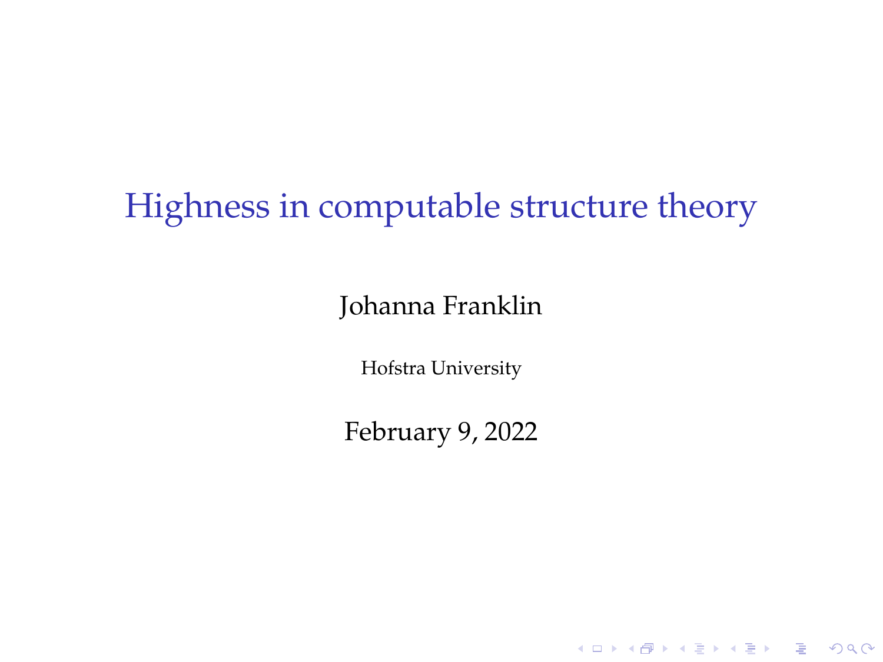# Highness in computable structure theory

Johanna Franklin

Hofstra University

February 9, 2022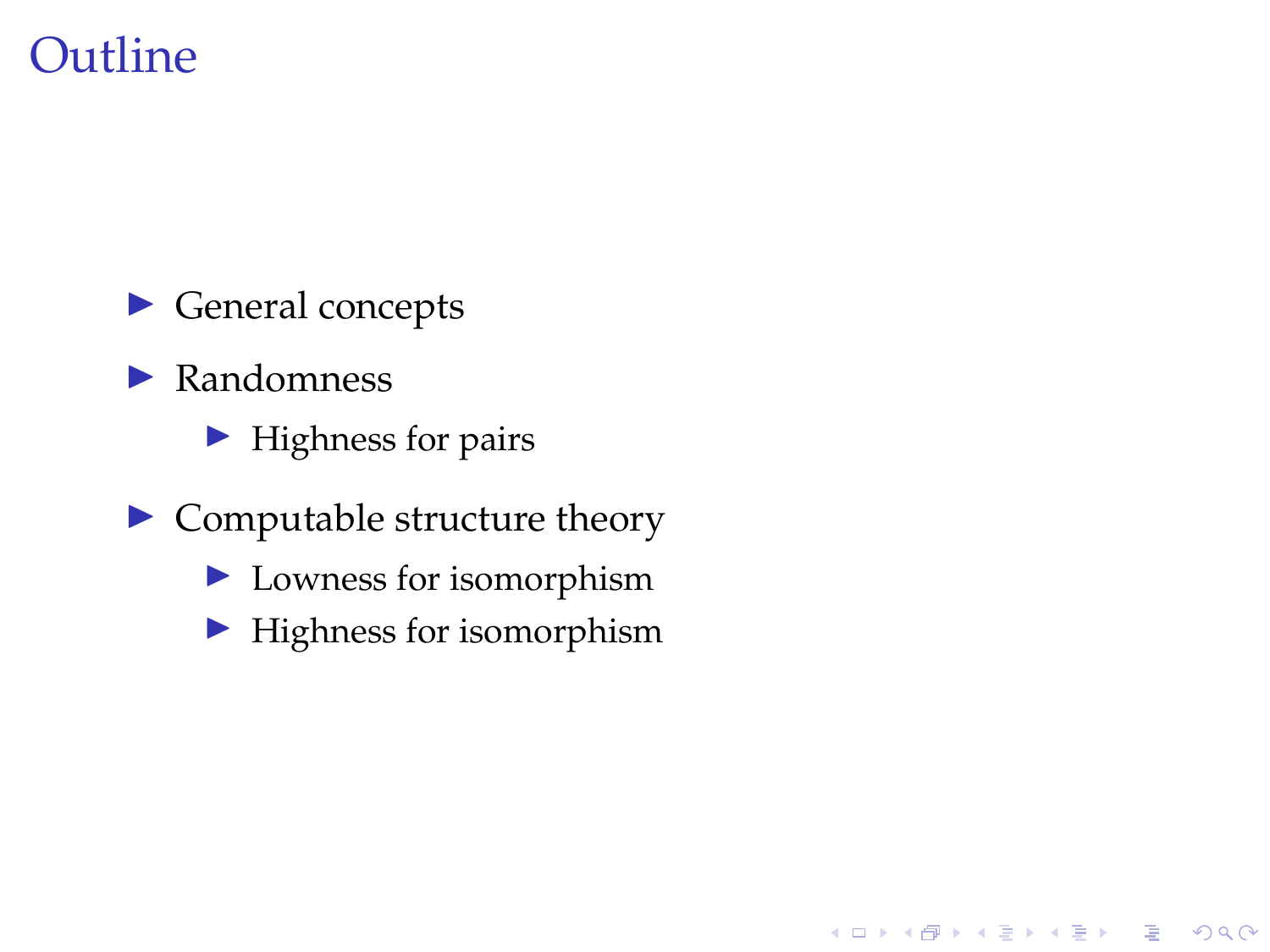# Outline

- General concepts
- Randomness
  - Highness for pairs
- Computable structure theory
  - Lowness for isomorphism
  - Highness for isomorphism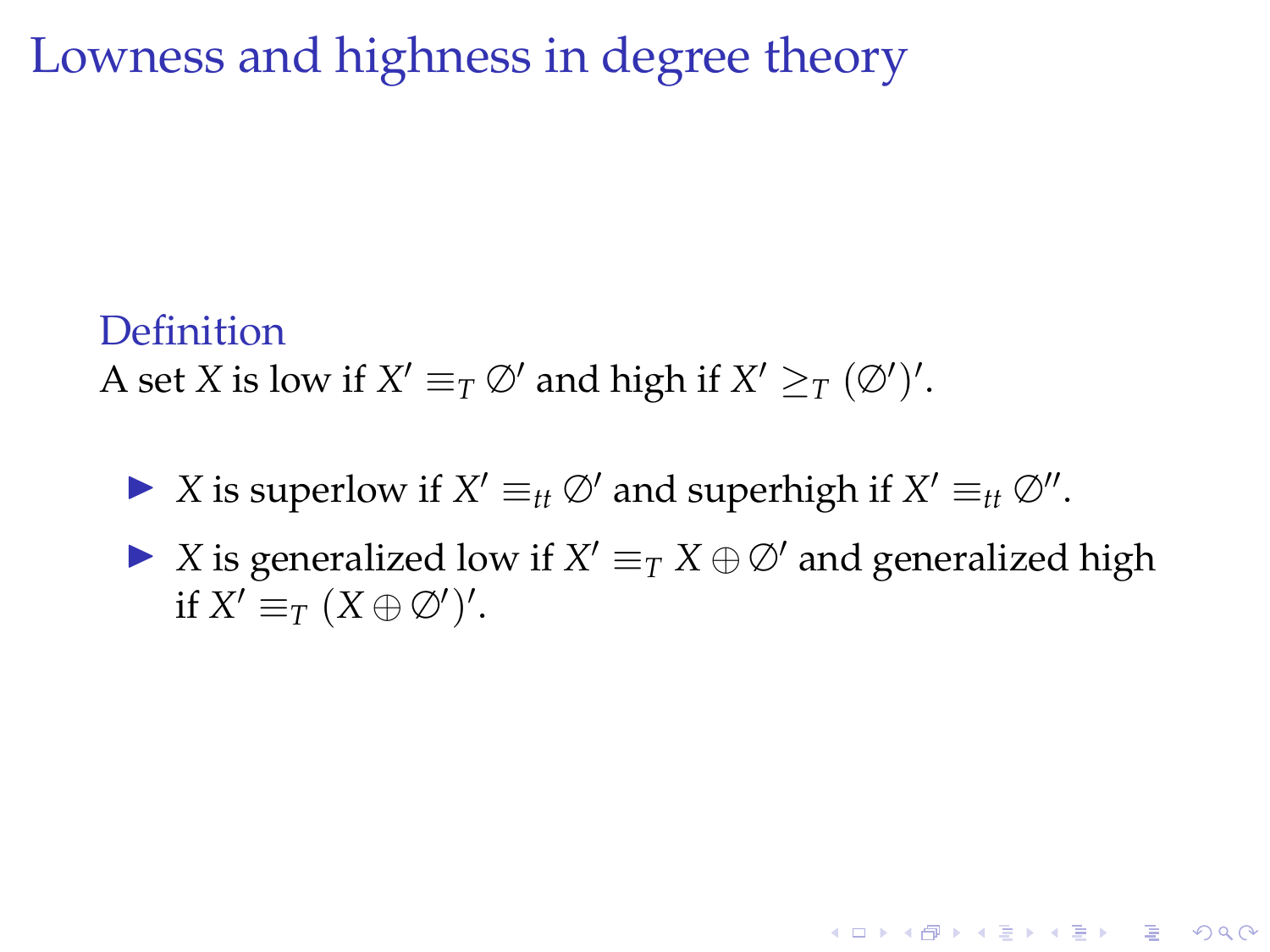# Lowness and highness in degree theory

**Definition**

A set $X$ is low if $X' \equiv_T \emptyset'$ and high if $X' \geq_T (\emptyset')'$.

- $X$ is superlow if $X' \equiv_{tt} \emptyset'$ and superhigh if $X' \equiv_{tt} \emptyset''$.
- $X$ is generalized low if $X' \equiv_T X \oplus \emptyset'$ and generalized high if $X' \equiv_T (X \oplus \emptyset')'$.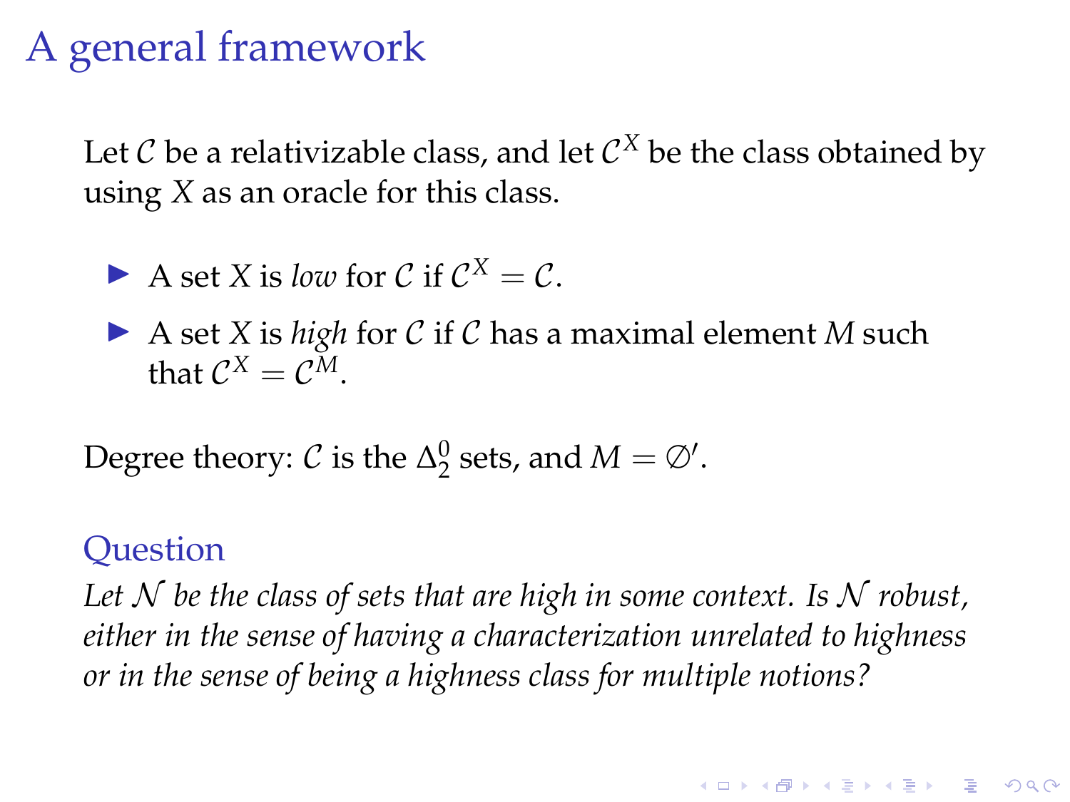# A general framework

Let $\mathcal{C}$ be a relativizable class, and let $\mathcal{C}^X$ be the class obtained by using $X$ as an oracle for this class.

- A set $X$ is *low* for $\mathcal{C}$ if $\mathcal{C}^X = \mathcal{C}$.
- A set $X$ is *high* for $\mathcal{C}$ if $\mathcal{C}$ has a maximal element $M$ such that $\mathcal{C}^X = \mathcal{C}^M$.

Degree theory: $\mathcal{C}$ is the $\Delta^0_2$ sets, and $M = \emptyset'$.

## Question

*Let $\mathcal{N}$ be the class of sets that are high in some context. Is $\mathcal{N}$ robust, either in the sense of having a characterization unrelated to highness or in the sense of being a highness class for multiple notions?*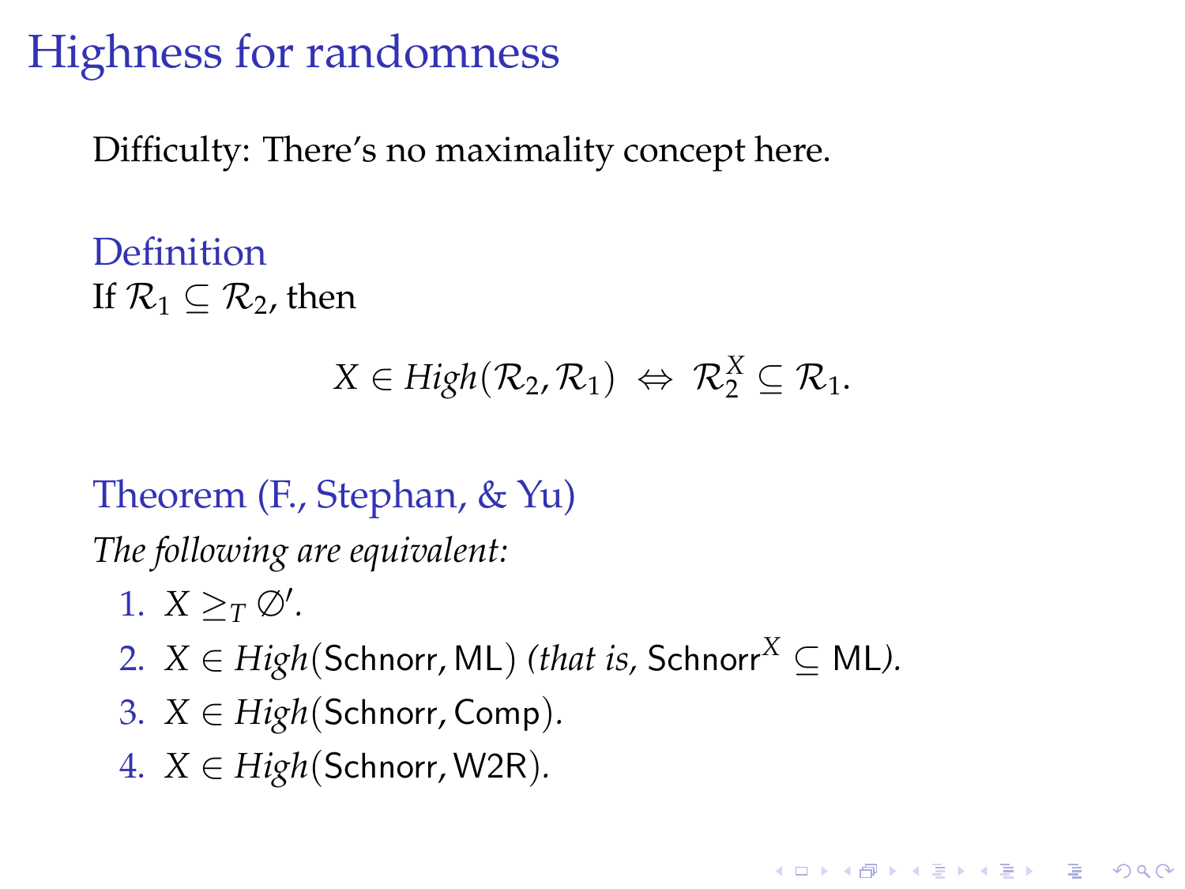# Highness for randomness

Difficulty: There's no maximality concept here.

**Definition**

If $\mathcal{R}_1 \subseteq \mathcal{R}_2$, then

$$X \in \mathit{High}(\mathcal{R}_2, \mathcal{R}_1) \;\Leftrightarrow\; \mathcal{R}_2^X \subseteq \mathcal{R}_1.$$

**Theorem (F., Stephan, & Yu)**

*The following are equivalent:*

1. $X \geq_T \emptyset'$.
2. $X \in \mathit{High}(\mathsf{Schnorr}, \mathsf{ML})$ *(that is,* $\mathsf{Schnorr}^X \subseteq \mathsf{ML}$*).*
3. $X \in \mathit{High}(\mathsf{Schnorr}, \mathsf{Comp})$.
4. $X \in \mathit{High}(\mathsf{Schnorr}, \mathsf{W2R})$.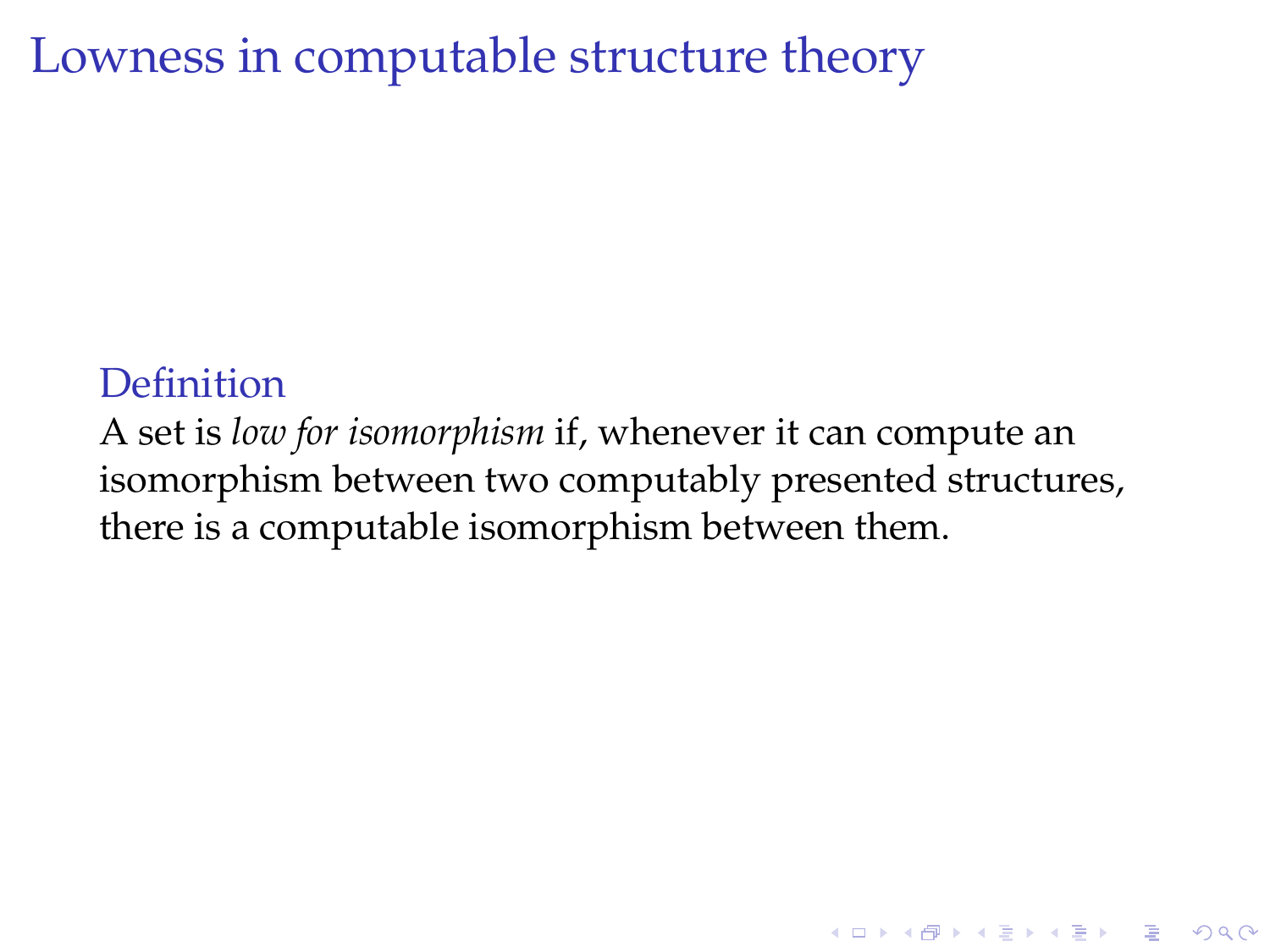# Lowness in computable structure theory

**Definition**

A set is *low for isomorphism* if, whenever it can compute an isomorphism between two computably presented structures, there is a computable isomorphism between them.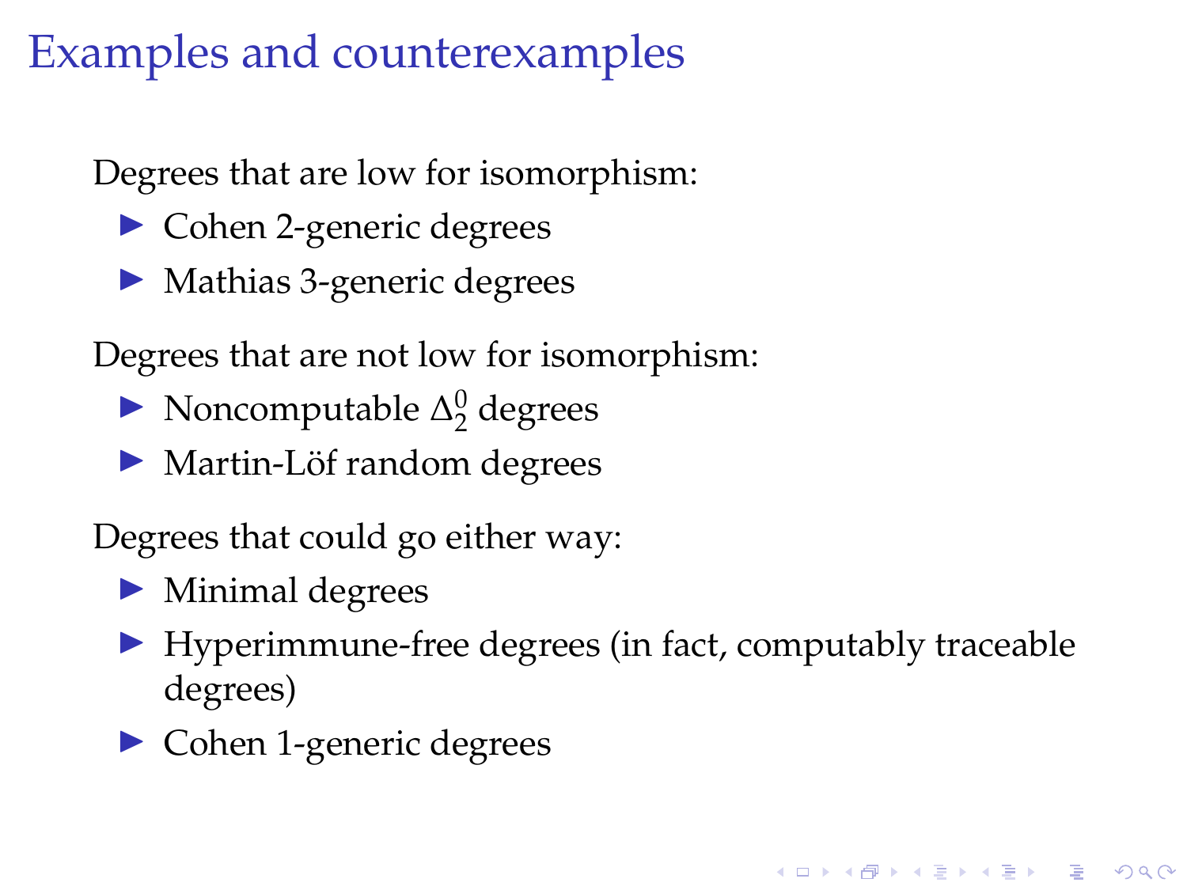# Examples and counterexamples

Degrees that are low for isomorphism:

- Cohen 2-generic degrees
- Mathias 3-generic degrees

Degrees that are not low for isomorphism:

- Noncomputable $\Delta^0_2$ degrees
- Martin-Löf random degrees

Degrees that could go either way:

- Minimal degrees
- Hyperimmune-free degrees (in fact, computably traceable degrees)
- Cohen 1-generic degrees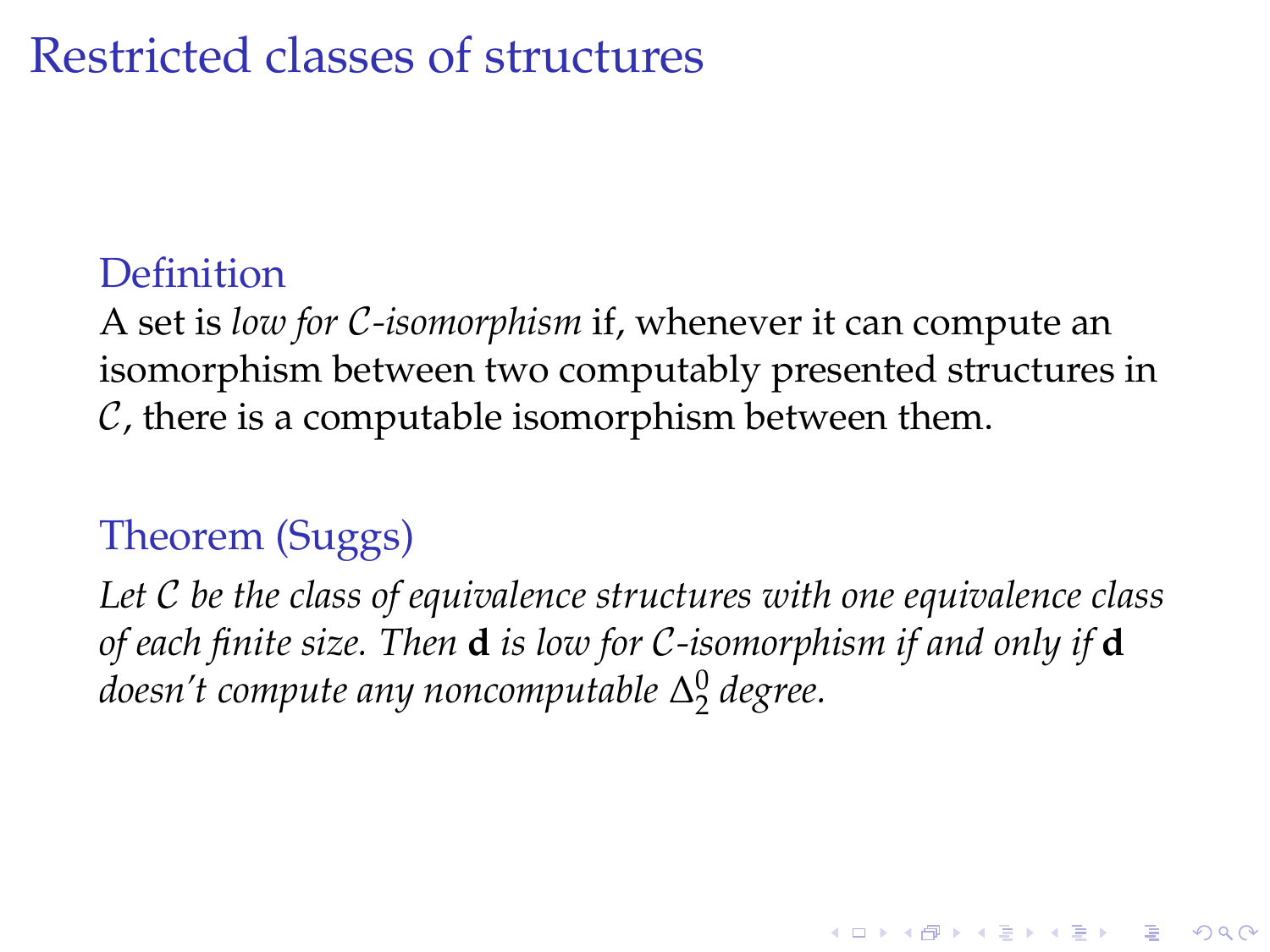# Restricted classes of structures

**Definition**

A set is *low for $\mathcal{C}$-isomorphism* if, whenever it can compute an isomorphism between two computably presented structures in $\mathcal{C}$, there is a computable isomorphism between them.

**Theorem (Suggs)**

*Let $\mathcal{C}$ be the class of equivalence structures with one equivalence class of each finite size. Then* $\mathbf{d}$ *is low for $\mathcal{C}$-isomorphism if and only if* $\mathbf{d}$ *doesn't compute any noncomputable $\Delta_2^0$ degree.*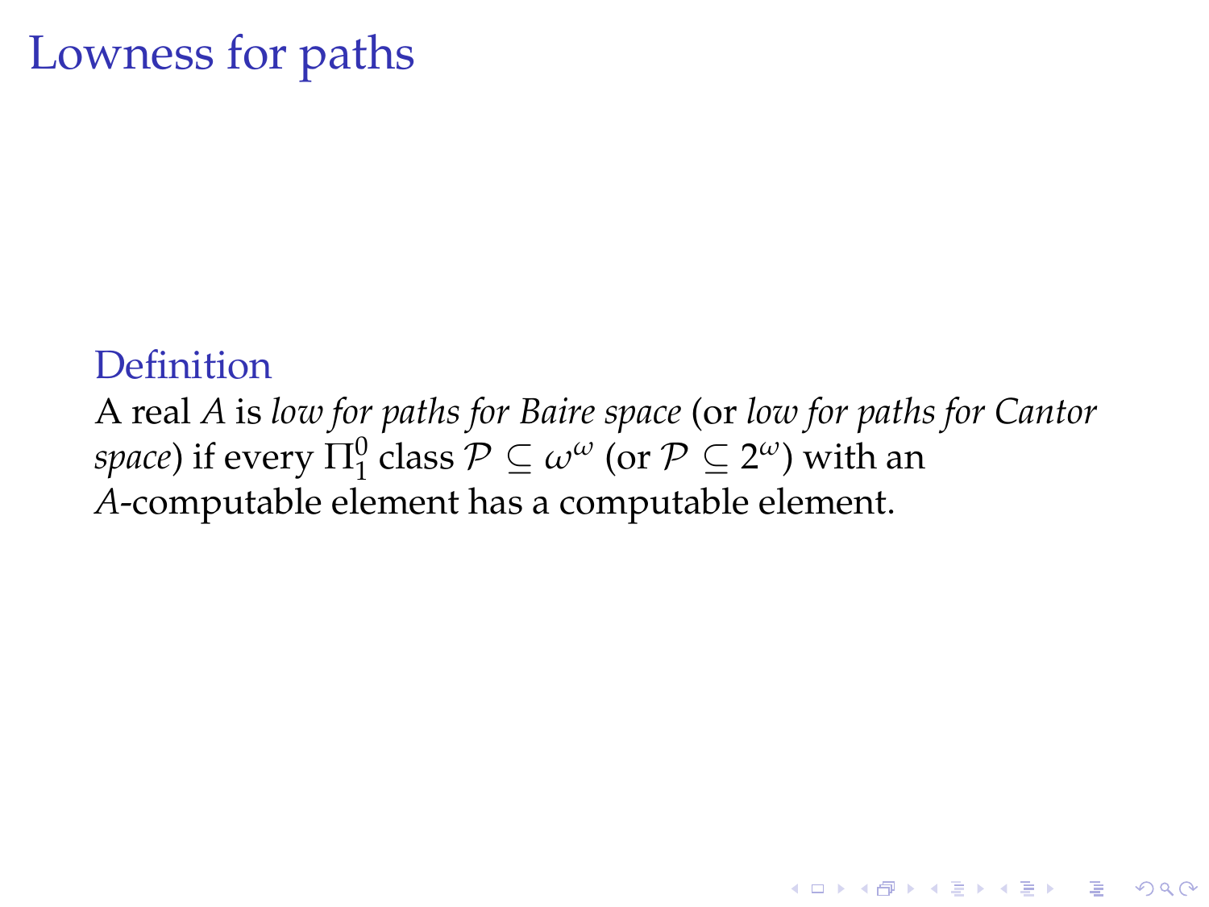# Lowness for paths

**Definition**

A real $A$ is *low for paths for Baire space* (or *low for paths for Cantor space*) if every $\Pi^0_1$ class $\mathcal{P} \subseteq \omega^\omega$ (or $\mathcal{P} \subseteq 2^\omega$) with an $A$-computable element has a computable element.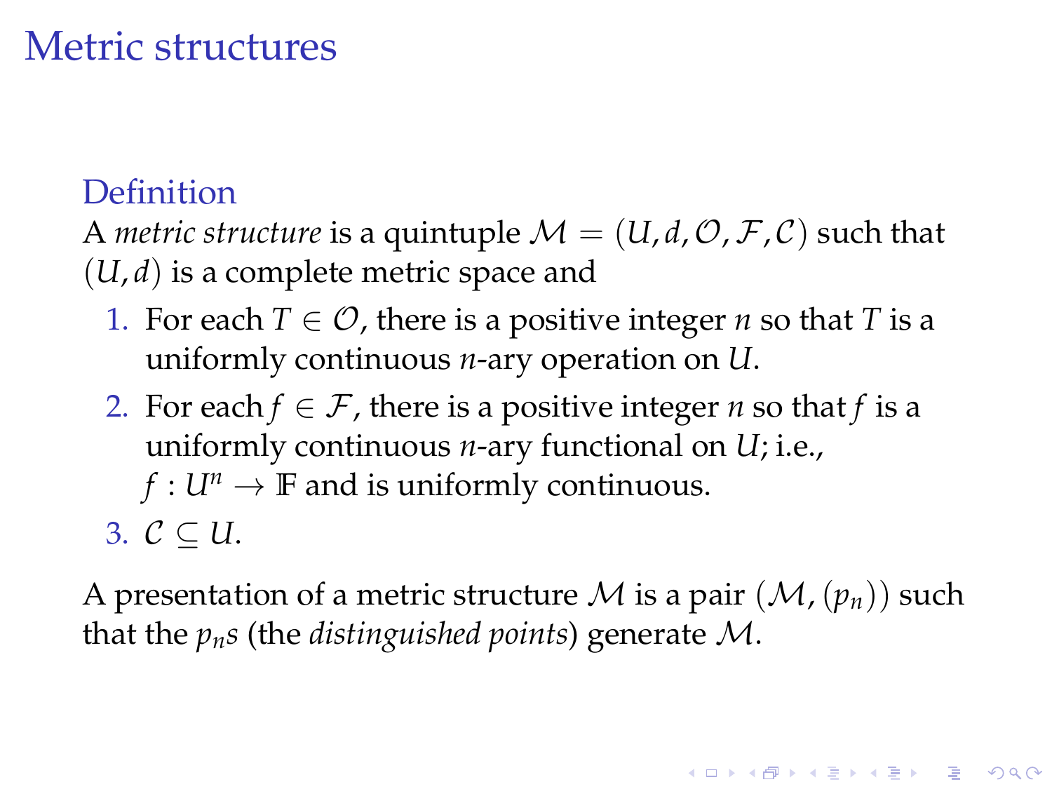# Metric structures

### Definition

A *metric structure* is a quintuple $\mathcal{M} = (U, d, \mathcal{O}, \mathcal{F}, \mathcal{C})$ such that $(U, d)$ is a complete metric space and

1. For each $T \in \mathcal{O}$, there is a positive integer $n$ so that $T$ is a uniformly continuous $n$-ary operation on $U$.
2. For each $f \in \mathcal{F}$, there is a positive integer $n$ so that $f$ is a uniformly continuous $n$-ary functional on $U$; i.e., $f : U^n \to \mathbb{F}$ and is uniformly continuous.
3. $\mathcal{C} \subseteq U$.

A presentation of a metric structure $\mathcal{M}$ is a pair $(\mathcal{M}, (p_n))$ such that the $p_n$s (the *distinguished points*) generate $\mathcal{M}$.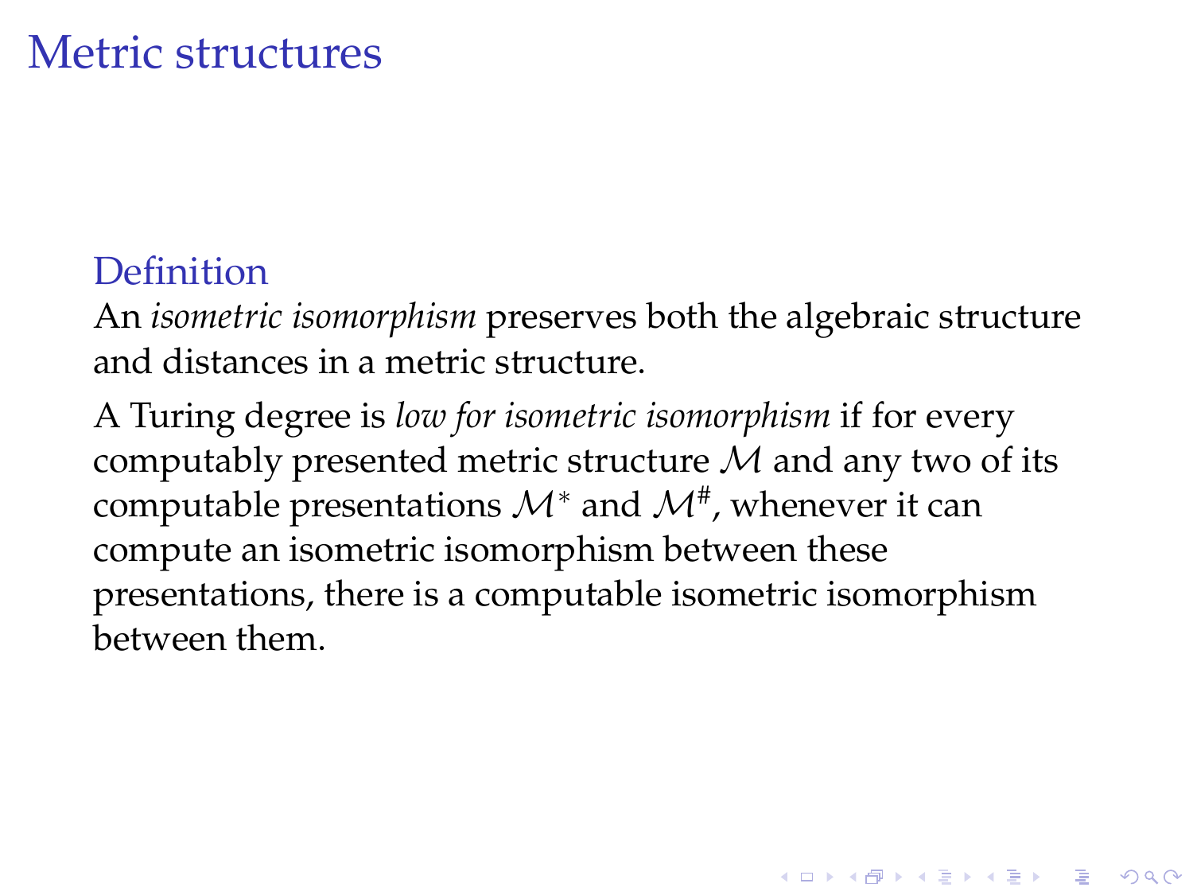# Metric structures

### Definition

An *isometric isomorphism* preserves both the algebraic structure and distances in a metric structure.

A Turing degree is *low for isometric isomorphism* if for every computably presented metric structure $\mathcal{M}$ and any two of its computable presentations $\mathcal{M}^*$ and $\mathcal{M}^\#$, whenever it can compute an isometric isomorphism between these presentations, there is a computable isometric isomorphism between them.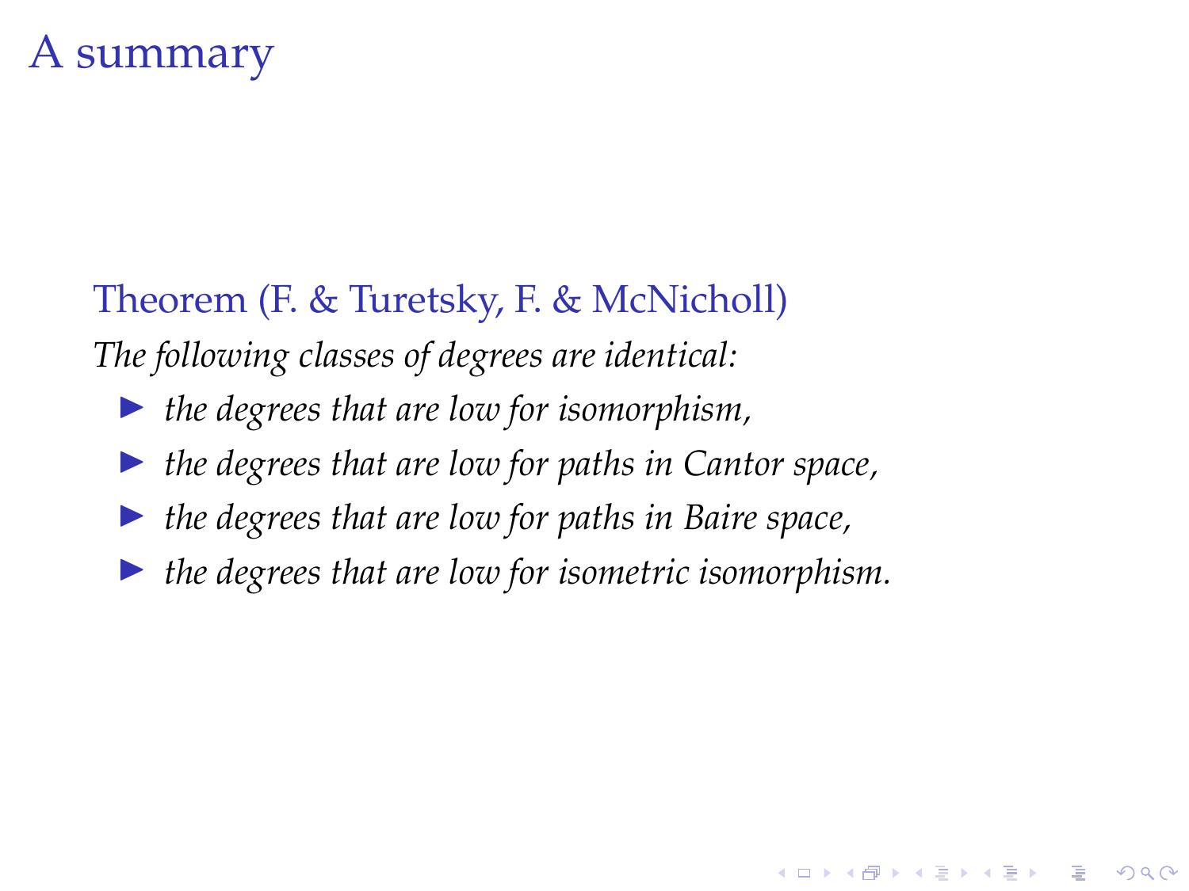# A summary

**Theorem (F. & Turetsky, F. & McNicholl)**

*The following classes of degrees are identical:*

- *the degrees that are low for isomorphism,*
- *the degrees that are low for paths in Cantor space,*
- *the degrees that are low for paths in Baire space,*
- *the degrees that are low for isometric isomorphism.*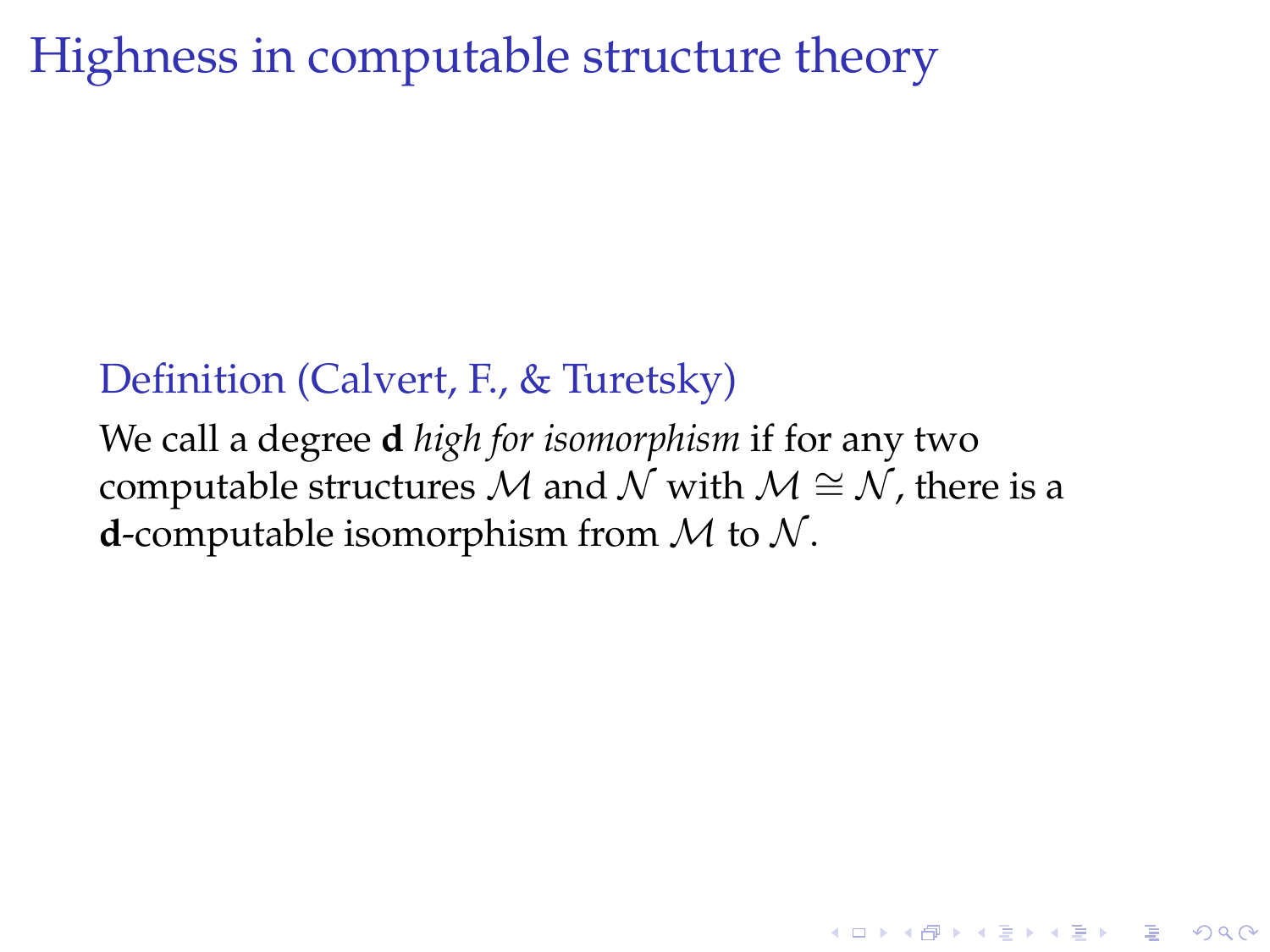# Highness in computable structure theory

**Definition (Calvert, F., & Turetsky)**

We call a degree $\mathbf{d}$ *high for isomorphism* if for any two computable structures $\mathcal{M}$ and $\mathcal{N}$ with $\mathcal{M} \cong \mathcal{N}$, there is a $\mathbf{d}$-computable isomorphism from $\mathcal{M}$ to $\mathcal{N}$.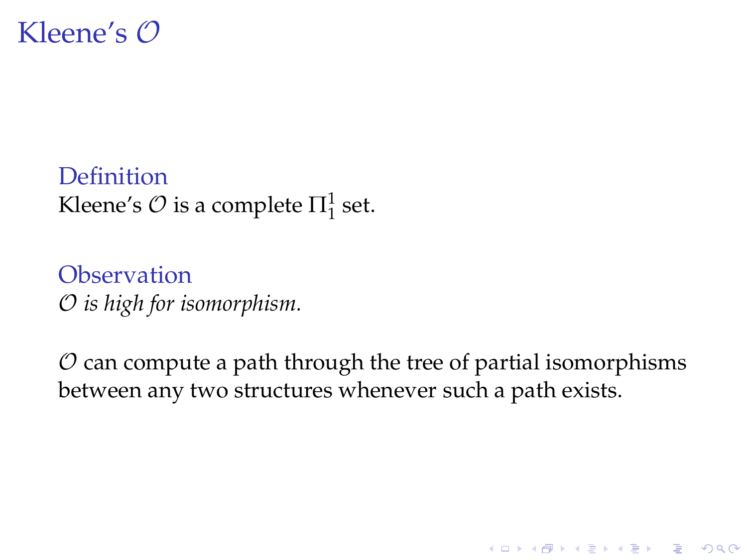# Kleene's $\mathcal{O}$

**Definition**
Kleene's $\mathcal{O}$ is a complete $\Pi^1_1$ set.

**Observation**
*$\mathcal{O}$ is high for isomorphism.*

$\mathcal{O}$ can compute a path through the tree of partial isomorphisms between any two structures whenever such a path exists.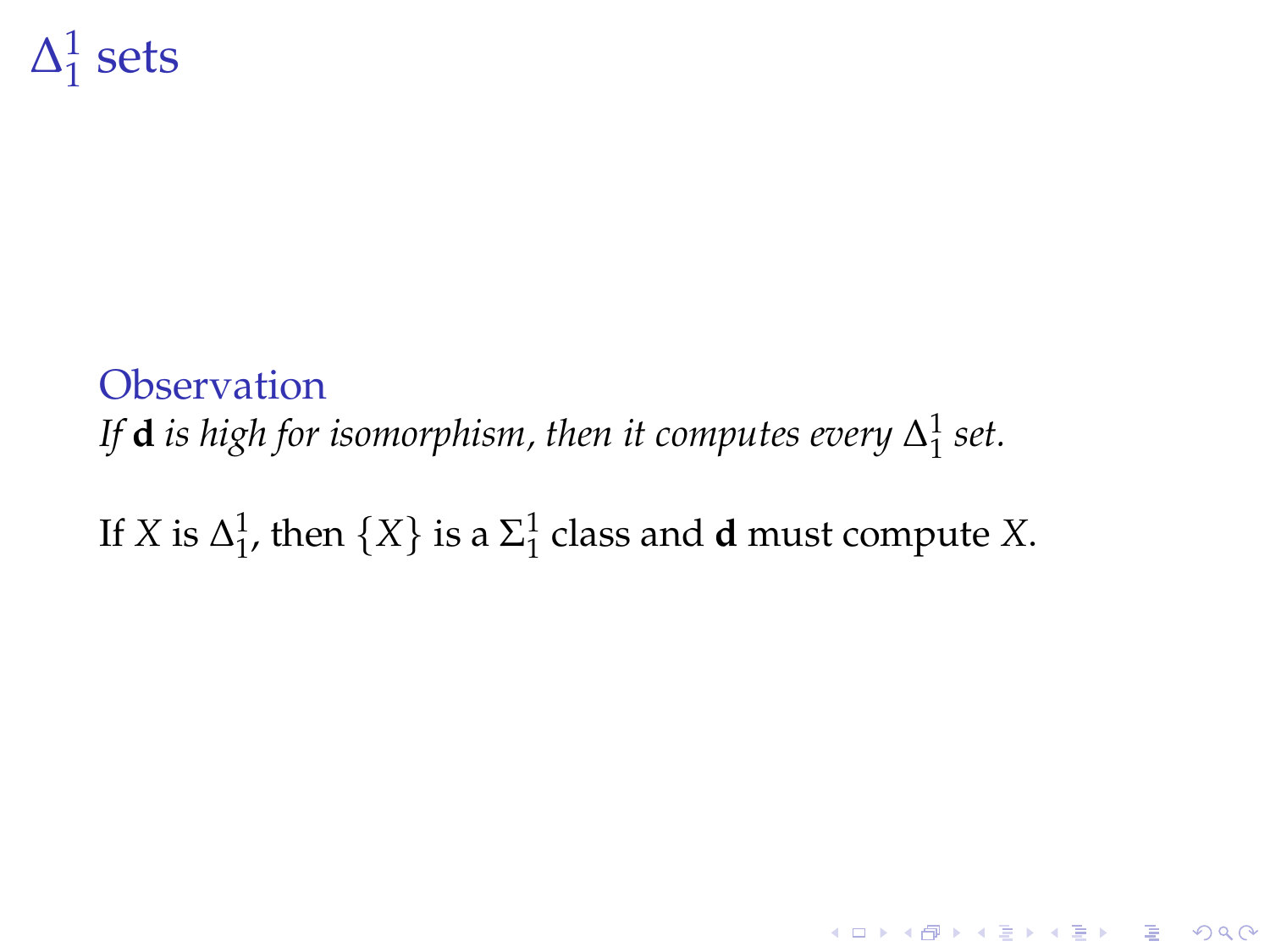# $\Delta^1_1$ sets

**Observation**
*If* **d** *is high for isomorphism, then it computes every $\Delta^1_1$ set.*

If $X$ is $\Delta^1_1$, then $\{X\}$ is a $\Sigma^1_1$ class and **d** must compute $X$.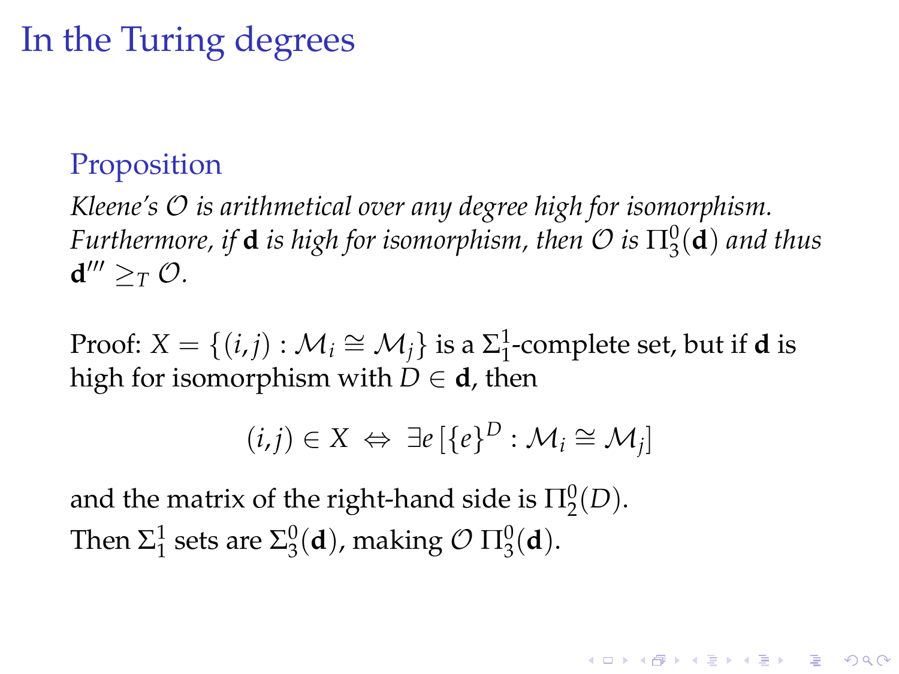# In the Turing degrees

**Proposition**

*Kleene's $\mathcal{O}$ is arithmetical over any degree high for isomorphism. Furthermore, if $\mathbf{d}$ is high for isomorphism, then $\mathcal{O}$ is $\Pi^0_3(\mathbf{d})$ and thus $\mathbf{d}''' \geq_T \mathcal{O}$.*

Proof: $X = \{(i,j) : \mathcal{M}_i \cong \mathcal{M}_j\}$ is a $\Sigma^1_1$-complete set, but if $\mathbf{d}$ is high for isomorphism with $D \in \mathbf{d}$, then

$$(i,j) \in X \iff \exists e \, [\{e\}^D : \mathcal{M}_i \cong \mathcal{M}_j]$$

and the matrix of the right-hand side is $\Pi^0_2(D)$.

Then $\Sigma^1_1$ sets are $\Sigma^0_3(\mathbf{d})$, making $\mathcal{O}$ $\Pi^0_3(\mathbf{d})$.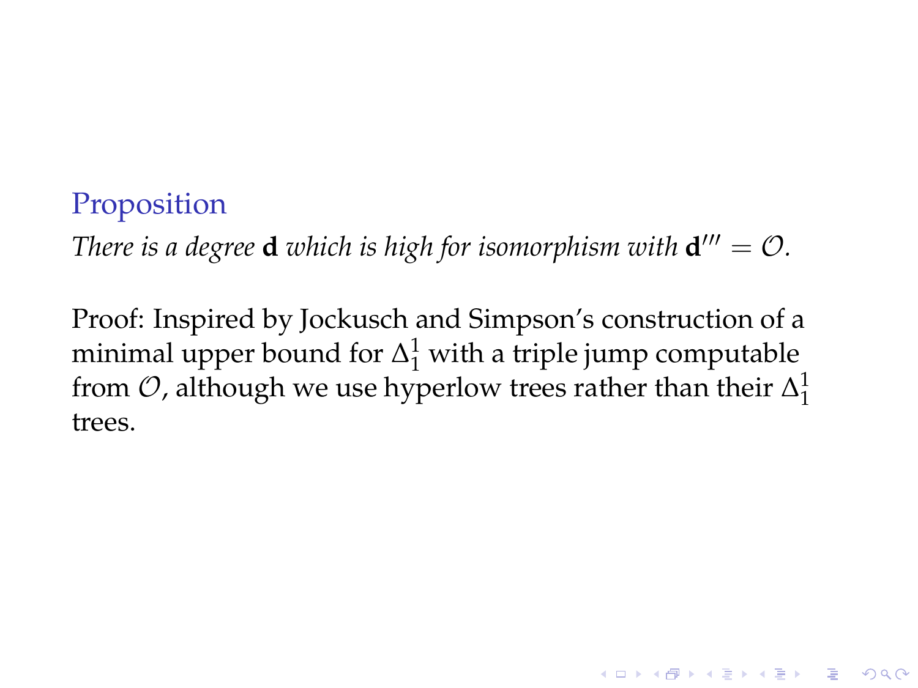**Proposition**

*There is a degree* $\mathbf{d}$ *which is high for isomorphism with* $\mathbf{d}''' = \mathcal{O}$.

Proof: Inspired by Jockusch and Simpson's construction of a minimal upper bound for $\Delta^1_1$ with a triple jump computable from $\mathcal{O}$, although we use hyperlow trees rather than their $\Delta^1_1$ trees.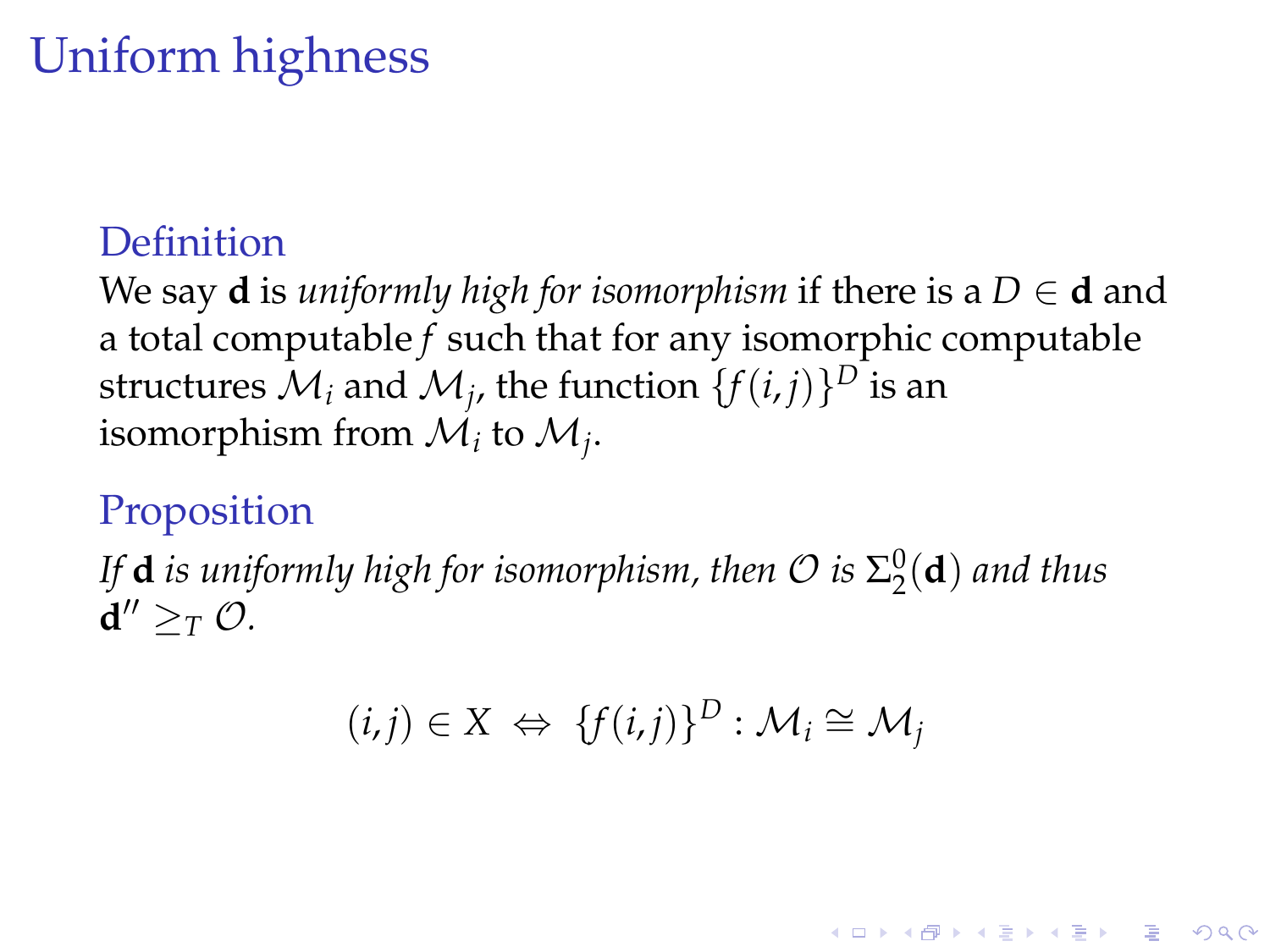# Uniform highness

### Definition

We say $\mathbf{d}$ is *uniformly high for isomorphism* if there is a $D \in \mathbf{d}$ and a total computable $f$ such that for any isomorphic computable structures $\mathcal{M}_i$ and $\mathcal{M}_j$, the function $\{f(i,j)\}^D$ is an isomorphism from $\mathcal{M}_i$ to $\mathcal{M}_j$.

### Proposition

*If $\mathbf{d}$ is uniformly high for isomorphism, then $\mathcal{O}$ is $\Sigma^0_2(\mathbf{d})$ and thus $\mathbf{d}'' \geq_T \mathcal{O}$.*

$$(i,j) \in X \;\Leftrightarrow\; \{f(i,j)\}^D : \mathcal{M}_i \cong \mathcal{M}_j$$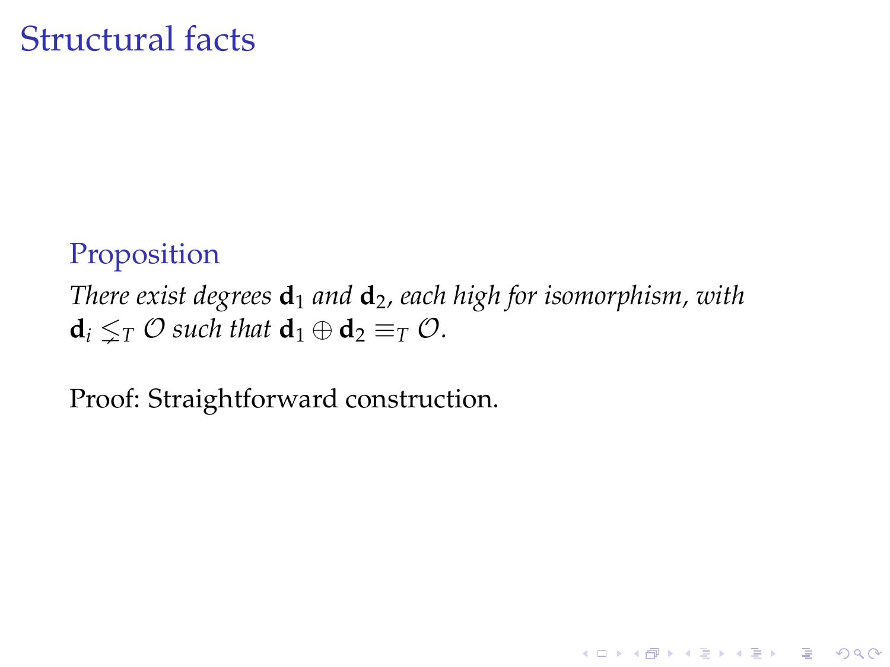# Structural facts

**Proposition**

*There exist degrees* $\mathbf{d}_1$ *and* $\mathbf{d}_2$*, each high for isomorphism, with* $\mathbf{d}_i \lneq_T \mathcal{O}$ *such that* $\mathbf{d}_1 \oplus \mathbf{d}_2 \equiv_T \mathcal{O}$*.*

Proof: Straightforward construction.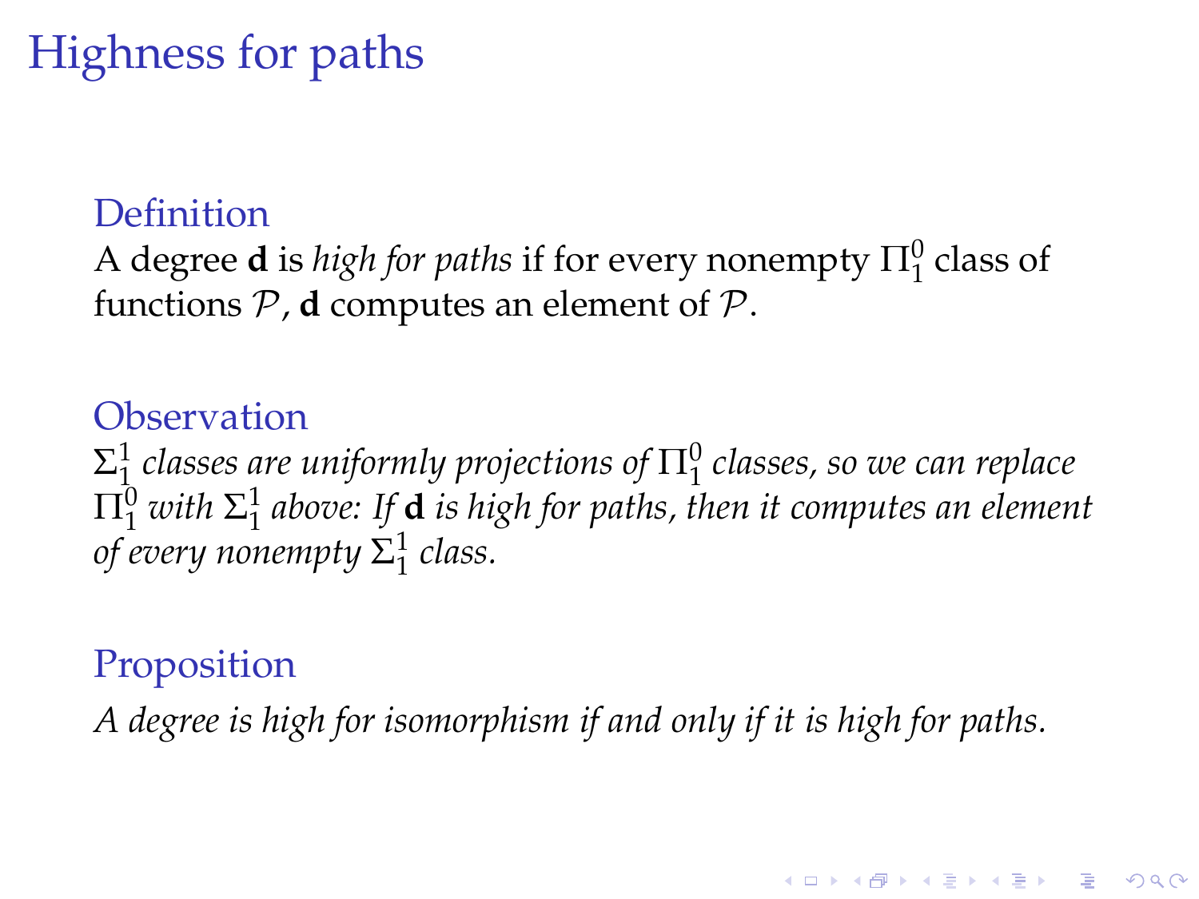# Highness for paths

**Definition**

A degree $\mathbf{d}$ is *high for paths* if for every nonempty $\Pi^0_1$ class of functions $\mathcal{P}$, $\mathbf{d}$ computes an element of $\mathcal{P}$.

**Observation**

*$\Sigma^1_1$ classes are uniformly projections of $\Pi^0_1$ classes, so we can replace $\Pi^0_1$ with $\Sigma^1_1$ above: If $\mathbf{d}$ is high for paths, then it computes an element of every nonempty $\Sigma^1_1$ class.*

**Proposition**

*A degree is high for isomorphism if and only if it is high for paths.*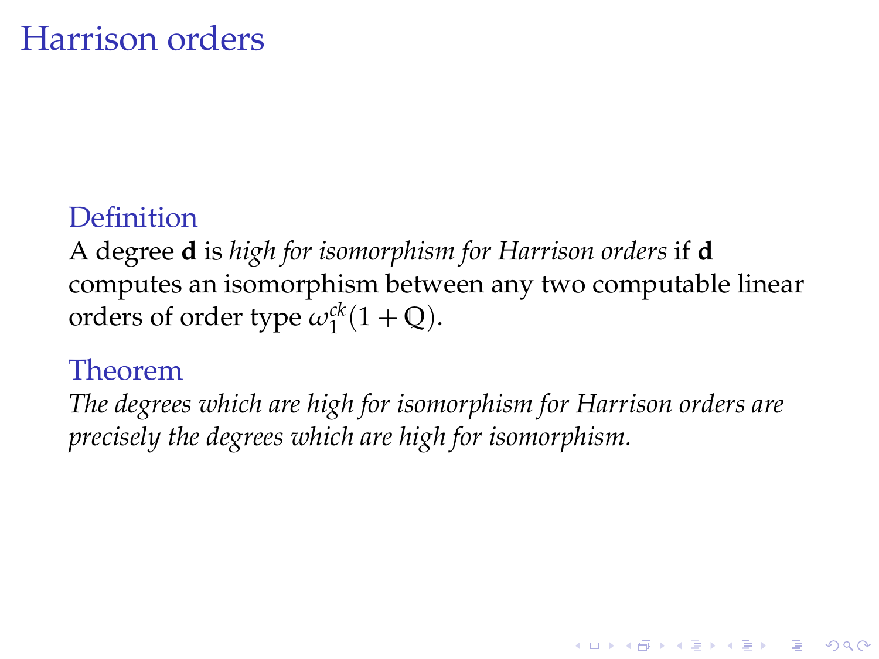# Harrison orders

**Definition**

A degree **d** is *high for isomorphism for Harrison orders* if **d** computes an isomorphism between any two computable linear orders of order type $\omega_1^{ck}(1 + \mathbb{Q})$.

**Theorem**

*The degrees which are high for isomorphism for Harrison orders are precisely the degrees which are high for isomorphism.*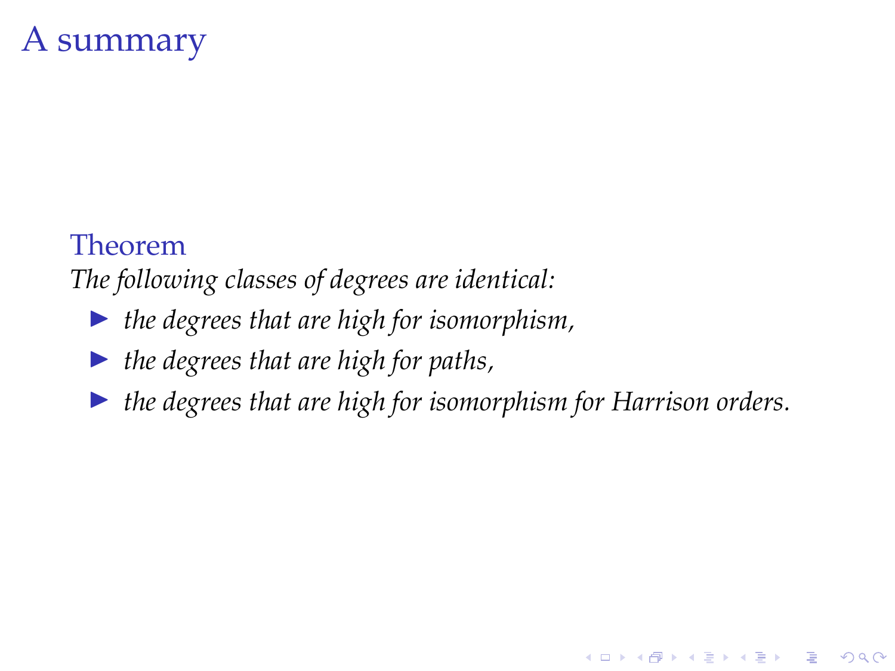# A summary

**Theorem**

*The following classes of degrees are identical:*

- *the degrees that are high for isomorphism,*
- *the degrees that are high for paths,*
- *the degrees that are high for isomorphism for Harrison orders.*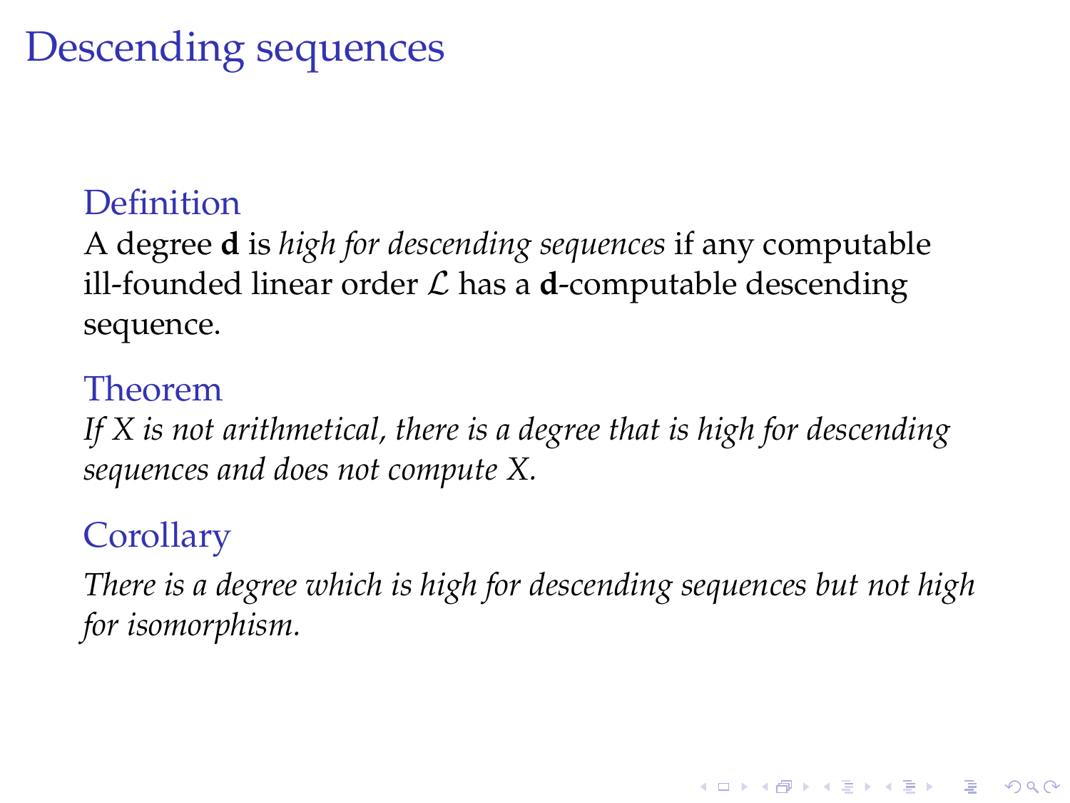# Descending sequences

**Definition**

A degree $\mathbf{d}$ is *high for descending sequences* if any computable ill-founded linear order $\mathcal{L}$ has a $\mathbf{d}$-computable descending sequence.

**Theorem**

*If $X$ is not arithmetical, there is a degree that is high for descending sequences and does not compute $X$.*

**Corollary**

*There is a degree which is high for descending sequences but not high for isomorphism.*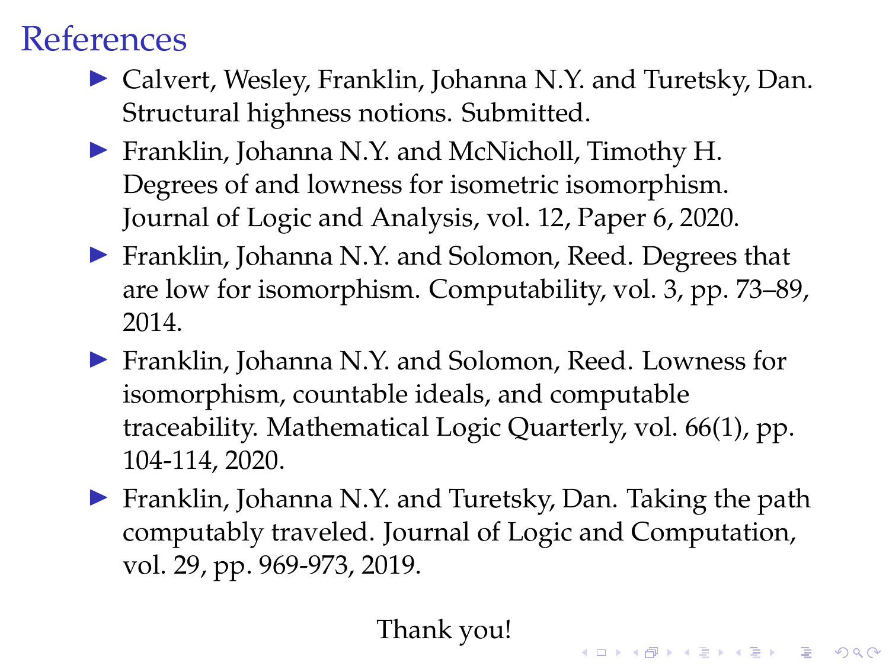# References

- Calvert, Wesley, Franklin, Johanna N.Y. and Turetsky, Dan. Structural highness notions. Submitted.
- Franklin, Johanna N.Y. and McNicholl, Timothy H. Degrees of and lowness for isometric isomorphism. Journal of Logic and Analysis, vol. 12, Paper 6, 2020.
- Franklin, Johanna N.Y. and Solomon, Reed. Degrees that are low for isomorphism. Computability, vol. 3, pp. 73–89, 2014.
- Franklin, Johanna N.Y. and Solomon, Reed. Lowness for isomorphism, countable ideals, and computable traceability. Mathematical Logic Quarterly, vol. 66(1), pp. 104-114, 2020.
- Franklin, Johanna N.Y. and Turetsky, Dan. Taking the path computably traveled. Journal of Logic and Computation, vol. 29, pp. 969-973, 2019.

Thank you!